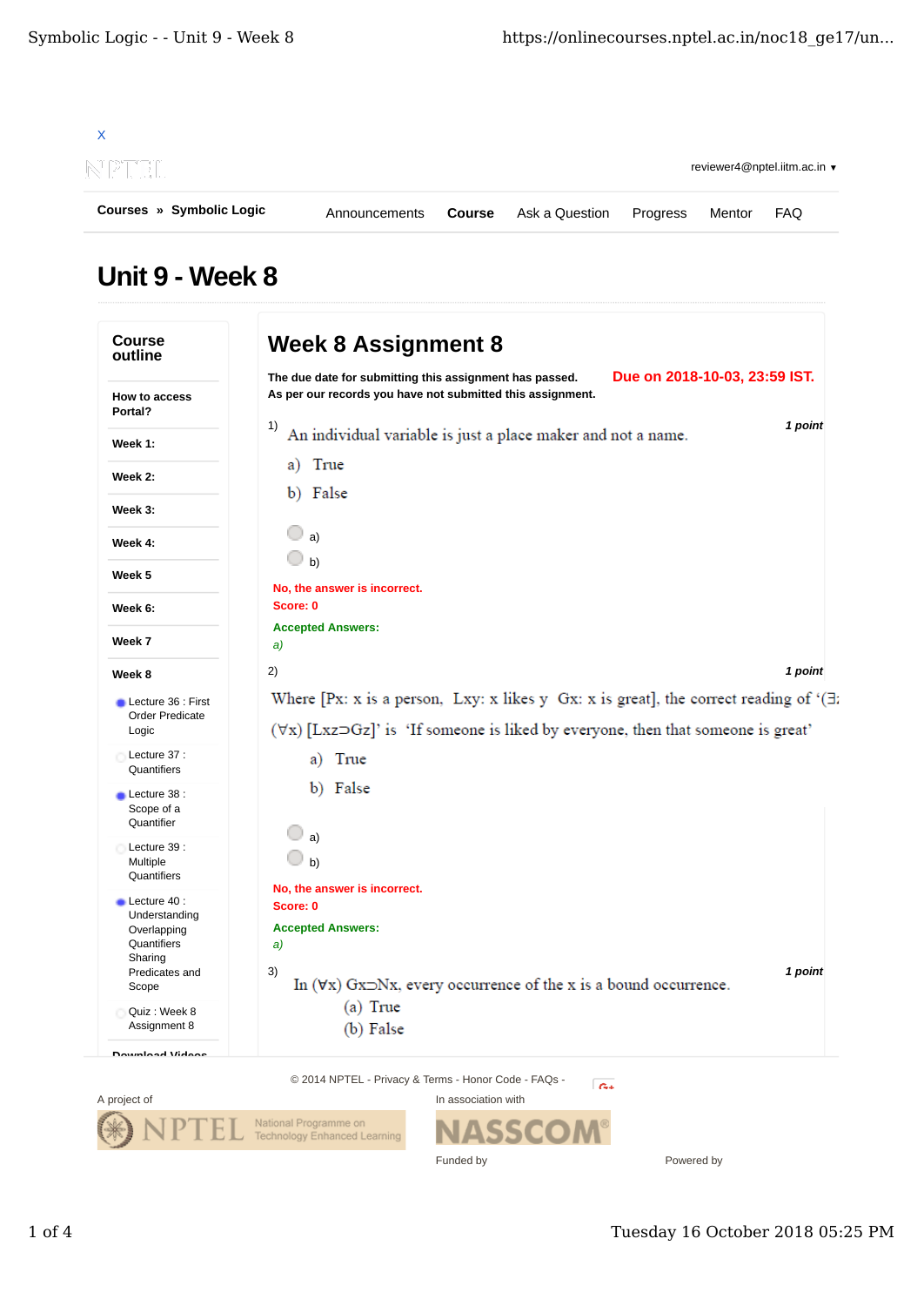X

reviewer4@nptel.iitm.ac.in ▾

**Courses** » **Symbolic Logic**

Announcements **Course** Ask a Question Progress Mentor FAQ

# Unit 9 - Week 8

**Course outline**

- **How to access Portal?**
- **Week 1:**
- **Week 2:**
- **Week 3:**
- **Week 4:**
- **Week 5**
- **Week 6:**
- **Week 7**
- **Week 8**
  - Lecture 36 : First Order Predicate Logic
  - Lecture 37 : Quantifiers
  - Lecture 38 : Scope of a Quantifier
  - Lecture 39 : Multiple Quantifiers
  - Lecture 40 : Understanding Overlapping Quantifiers Sharing Predicates and Scope
  - Quiz : Week 8 Assignment 8
- **Download Videos**

## Week 8 Assignment 8

**The due date for submitting this assignment has passed.**
**As per our records you have not submitted this assignment.**

**Due on 2018-10-03, 23:59 IST.**

1) An individual variable is just a place maker and not a name. *1 point*

a) True

b) False

- a)
- b)

**No, the answer is incorrect.**
**Score: 0**

**Accepted Answers:**
*a)*

2) Where [Px: x is a person, Lxy: x likes y Gx: x is great], the correct reading of '(∃x)(∀x) [Lxz⊃Gz]' is 'If someone is liked by everyone, then that someone is great' *1 point*

a) True

b) False

- a)
- b)

**No, the answer is incorrect.**
**Score: 0**

**Accepted Answers:**
*a)*

3) In (∀x) Gx⊃Nx, every occurrence of the x is a bound occurrence. *1 point*

(a) True

(b) False

© 2014 NPTEL - Privacy & Terms - Honor Code - FAQs -

A project of

In association with

Funded by

Powered by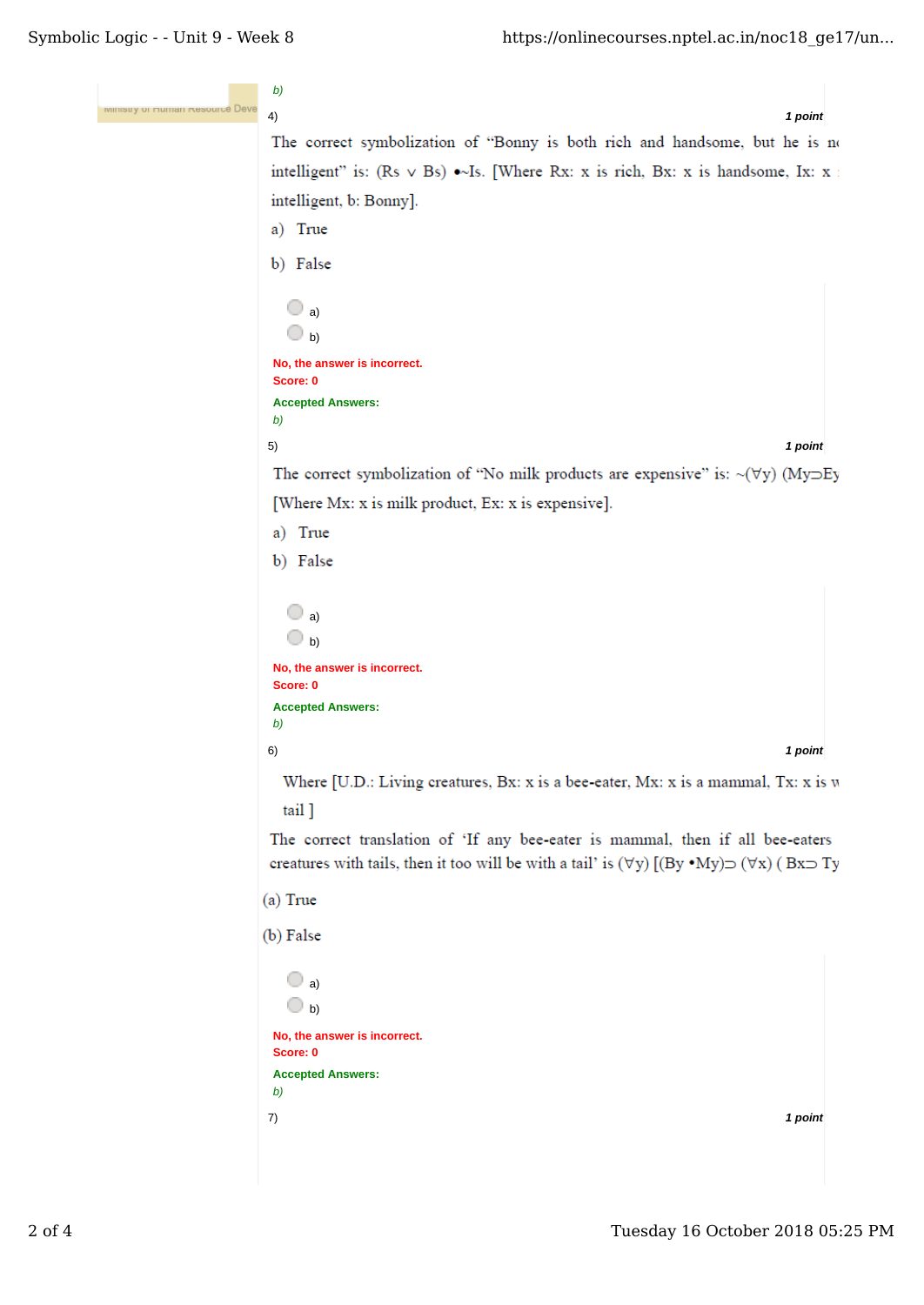b)

4) **1 point**

The correct symbolization of "Bonny is both rich and handsome, but he is nc intelligent" is: (Rs ∨ Bs) •~Is. [Where Rx: x is rich, Bx: x is handsome, Ix: x intelligent, b: Bonny].

a) True

b) False

a)

b)

No, the answer is incorrect.
Score: 0

**Accepted Answers:**
*b)*

5) **1 point**

The correct symbolization of "No milk products are expensive" is: ~(∀y) (My⊃Ey [Where Mx: x is milk product, Ex: x is expensive].

a) True

b) False

a)

b)

No, the answer is incorrect.
Score: 0

**Accepted Answers:**
*b)*

6) **1 point**

Where [U.D.: Living creatures, Bx: x is a bee-eater, Mx: x is a mammal, Tx: x is w tail ]

The correct translation of 'If any bee-eater is mammal, then if all bee-eaters creatures with tails, then it too will be with a tail' is (∀y) [(By •My)⊃ (∀x) ( Bx⊃ Ty

(a) True

(b) False

a)

b)

No, the answer is incorrect.
Score: 0

**Accepted Answers:**
*b)*

7) **1 point**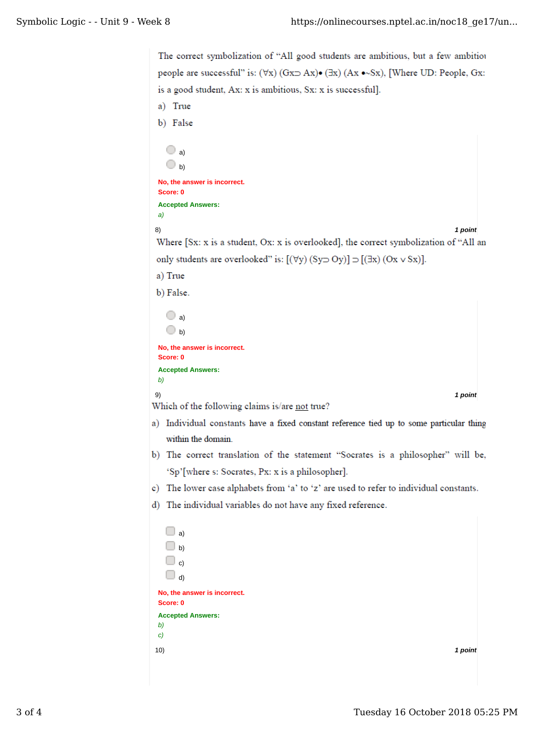The correct symbolization of "All good students are ambitious, but a few ambitiou people are successful" is: (∀x) (Gx⊃ Ax)• (∃x) (Ax •~Sx), [Where UD: People, Gx: is a good student, Ax: x is ambitious, Sx: x is successful].

a) True

b) False

- a)
- b)

**No, the answer is incorrect.**
**Score: 0**

**Accepted Answers:**
*a)*

8) **1 point**

Where [Sx: x is a student, Ox: x is overlooked], the correct symbolization of "All an only students are overlooked" is: [(∀y) (Sy⊃ Oy)] ⊃ [(∃x) (Ox ∨ Sx)].

a) True

b) False.

- a)
- b)

**No, the answer is incorrect.**
**Score: 0**

**Accepted Answers:**
*b)*

9) **1 point**

Which of the following claims is/are not true?

a) Individual constants have a fixed constant reference tied up to some particular thing within the domain.

b) The correct translation of the statement "Socrates is a philosopher" will be, 'Sp'[where s: Socrates, Px: x is a philosopher].

c) The lower case alphabets from 'a' to 'z' are used to refer to individual constants.

d) The individual variables do not have any fixed reference.

- a)
- b)
- c)
- d)

**No, the answer is incorrect.**
**Score: 0**

**Accepted Answers:**
*b)*
*c)*

10) **1 point**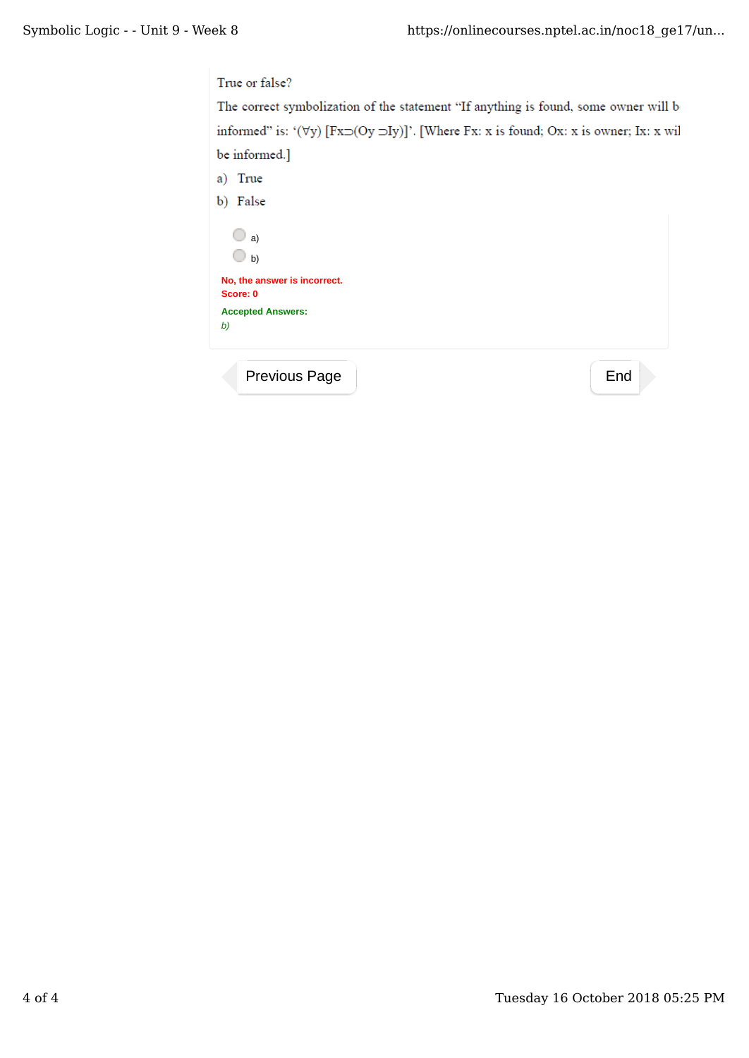True or false?

The correct symbolization of the statement "If anything is found, some owner will b informed" is: '($\forall$y) [Fx$\supset$(Oy $\supset$Iy)]'. [Where Fx: x is found; Ox: x is owner; Ix: x wil be informed.]

a) True

b) False

a)

b)

**No, the answer is incorrect.**
**Score: 0**

**Accepted Answers:**
*b)*

Previous Page

End